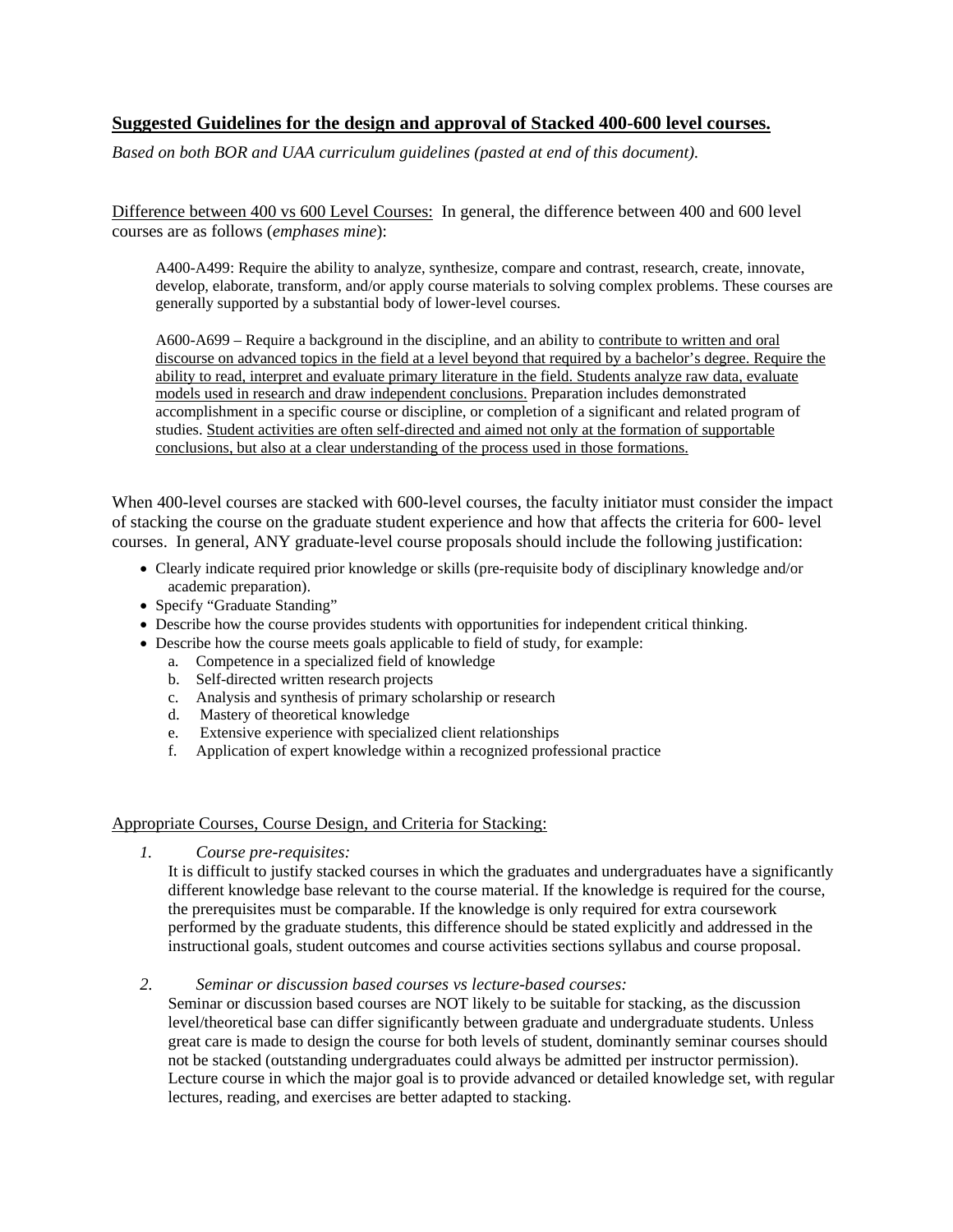## **Suggested Guidelines for the design and approval of Stacked 400-600 level courses.**

*Based on both BOR and UAA curriculum guidelines (pasted at end of this document).*

Difference between 400 vs 600 Level Courses: In general, the difference between 400 and 600 level courses are as follows (*emphases mine*):

> A400-A499: Require the ability to analyze, synthesize, compare and contrast, research, create, innovate, develop, elaborate, transform, and/or apply course materials to solving complex problems. These courses are generally supported by a substantial body of lower-level courses.
>
> A600-A699 – Require a background in the discipline, and an ability to contribute to written and oral discourse on advanced topics in the field at a level beyond that required by a bachelor's degree. Require the ability to read, interpret and evaluate primary literature in the field. Students analyze raw data, evaluate models used in research and draw independent conclusions. Preparation includes demonstrated accomplishment in a specific course or discipline, or completion of a significant and related program of studies. Student activities are often self-directed and aimed not only at the formation of supportable conclusions, but also at a clear understanding of the process used in those formations.

When 400-level courses are stacked with 600-level courses, the faculty initiator must consider the impact of stacking the course on the graduate student experience and how that affects the criteria for 600- level courses. In general, ANY graduate-level course proposals should include the following justification:

- Clearly indicate required prior knowledge or skills (pre-requisite body of disciplinary knowledge and/or academic preparation).
- Specify "Graduate Standing"
- Describe how the course provides students with opportunities for independent critical thinking.
- Describe how the course meets goals applicable to field of study, for example:
    a. Competence in a specialized field of knowledge
    b. Self-directed written research projects
    c. Analysis and synthesis of primary scholarship or research
    d. Mastery of theoretical knowledge
    e. Extensive experience with specialized client relationships
    f. Application of expert knowledge within a recognized professional practice

Appropriate Courses, Course Design, and Criteria for Stacking:

1. *Course pre-requisites:*
   It is difficult to justify stacked courses in which the graduates and undergraduates have a significantly different knowledge base relevant to the course material. If the knowledge is required for the course, the prerequisites must be comparable. If the knowledge is only required for extra coursework performed by the graduate students, this difference should be stated explicitly and addressed in the instructional goals, student outcomes and course activities sections syllabus and course proposal.

2. *Seminar or discussion based courses vs lecture-based courses:*
   Seminar or discussion based courses are NOT likely to be suitable for stacking, as the discussion level/theoretical base can differ significantly between graduate and undergraduate students. Unless great care is made to design the course for both levels of student, dominantly seminar courses should not be stacked (outstanding undergraduates could always be admitted per instructor permission). Lecture course in which the major goal is to provide advanced or detailed knowledge set, with regular lectures, reading, and exercises are better adapted to stacking.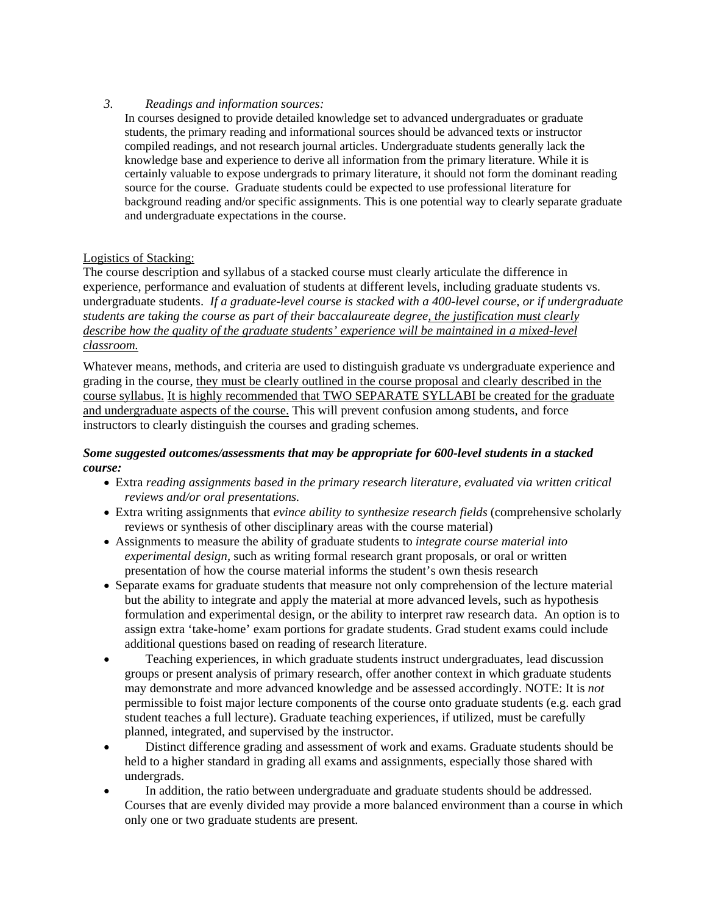3. *Readings and information sources:*

   In courses designed to provide detailed knowledge set to advanced undergraduates or graduate students, the primary reading and informational sources should be advanced texts or instructor compiled readings, and not research journal articles. Undergraduate students generally lack the knowledge base and experience to derive all information from the primary literature. While it is certainly valuable to expose undergrads to primary literature, it should not form the dominant reading source for the course. Graduate students could be expected to use professional literature for background reading and/or specific assignments. This is one potential way to clearly separate graduate and undergraduate expectations in the course.

<u>Logistics of Stacking:</u>

The course description and syllabus of a stacked course must clearly articulate the difference in experience, performance and evaluation of students at different levels, including graduate students vs. undergraduate students. *If a graduate-level course is stacked with a 400-level course, or if undergraduate students are taking the course as part of their baccalaureate degree<u>, the justification must clearly describe how the quality of the graduate students' experience will be maintained in a mixed-level classroom.</u>*

Whatever means, methods, and criteria are used to distinguish graduate vs undergraduate experience and grading in the course, <u>they must be clearly outlined in the course proposal and clearly described in the course syllabus.</u> <u>It is highly recommended that TWO SEPARATE SYLLABI be created for the graduate and undergraduate aspects of the course.</u> This will prevent confusion among students, and force instructors to clearly distinguish the courses and grading schemes.

***Some suggested outcomes/assessments that may be appropriate for 600-level students in a stacked course:***

- Extra *reading assignments based in the primary research literature, evaluated via written critical reviews and/or oral presentations.*
- Extra writing assignments that *evince ability to synthesize research fields* (comprehensive scholarly reviews or synthesis of other disciplinary areas with the course material)
- Assignments to measure the ability of graduate students to *integrate course material into experimental design,* such as writing formal research grant proposals, or oral or written presentation of how the course material informs the student's own thesis research
- Separate exams for graduate students that measure not only comprehension of the lecture material but the ability to integrate and apply the material at more advanced levels, such as hypothesis formulation and experimental design, or the ability to interpret raw research data. An option is to assign extra 'take-home' exam portions for gradate students. Grad student exams could include additional questions based on reading of research literature.
- Teaching experiences, in which graduate students instruct undergraduates, lead discussion groups or present analysis of primary research, offer another context in which graduate students may demonstrate and more advanced knowledge and be assessed accordingly. NOTE: It is *not* permissible to foist major lecture components of the course onto graduate students (e.g. each grad student teaches a full lecture). Graduate teaching experiences, if utilized, must be carefully planned, integrated, and supervised by the instructor.
- Distinct difference grading and assessment of work and exams. Graduate students should be held to a higher standard in grading all exams and assignments, especially those shared with undergrads.
- In addition, the ratio between undergraduate and graduate students should be addressed. Courses that are evenly divided may provide a more balanced environment than a course in which only one or two graduate students are present.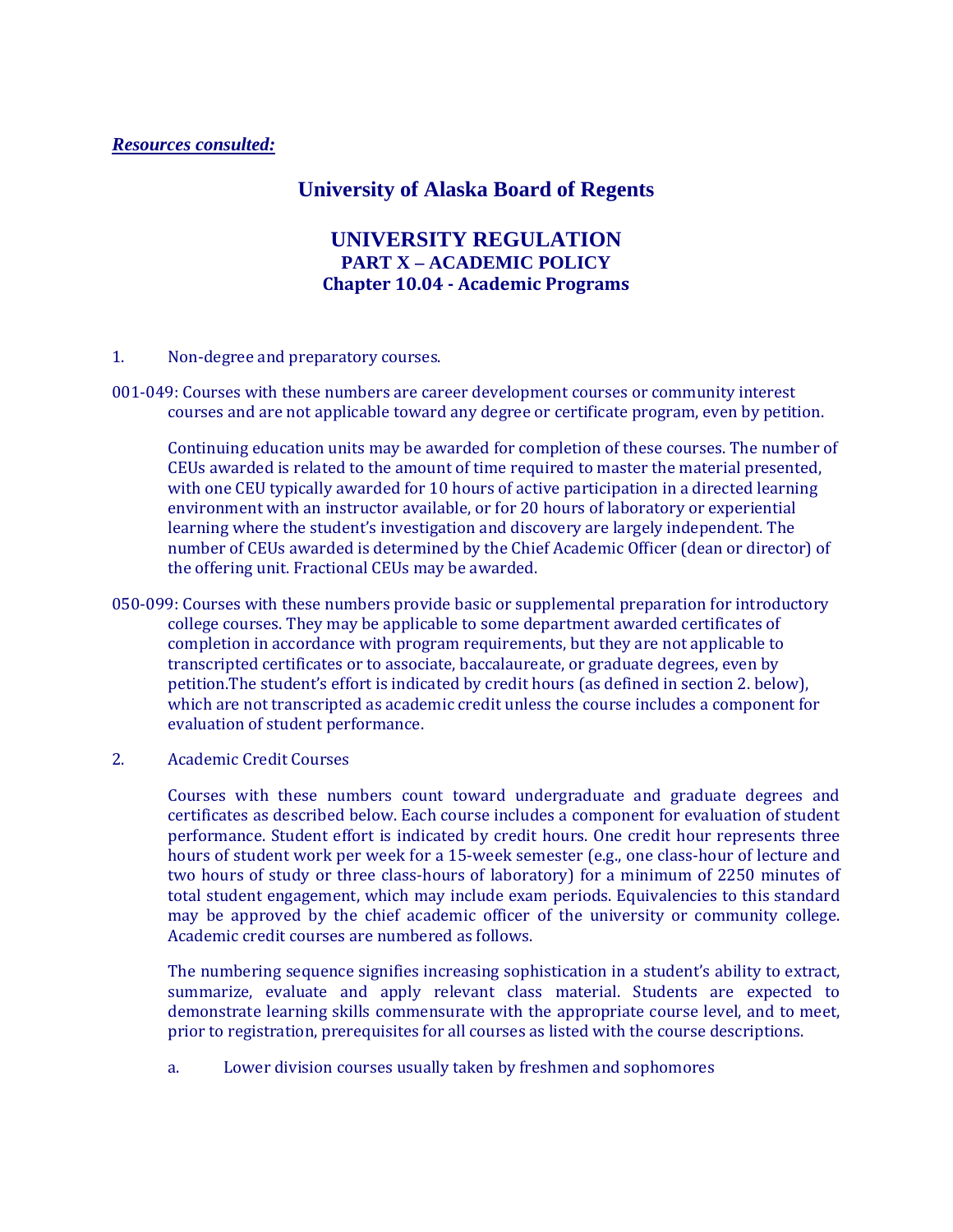***Resources consulted:***

# University of Alaska Board of Regents

## UNIVERSITY REGULATION
### PART X – ACADEMIC POLICY
### Chapter 10.04 - Academic Programs

1. Non-degree and preparatory courses.

001-049: Courses with these numbers are career development courses or community interest courses and are not applicable toward any degree or certificate program, even by petition.

Continuing education units may be awarded for completion of these courses. The number of CEUs awarded is related to the amount of time required to master the material presented, with one CEU typically awarded for 10 hours of active participation in a directed learning environment with an instructor available, or for 20 hours of laboratory or experiential learning where the student's investigation and discovery are largely independent. The number of CEUs awarded is determined by the Chief Academic Officer (dean or director) of the offering unit. Fractional CEUs may be awarded.

050-099: Courses with these numbers provide basic or supplemental preparation for introductory college courses. They may be applicable to some department awarded certificates of completion in accordance with program requirements, but they are not applicable to transcripted certificates or to associate, baccalaureate, or graduate degrees, even by petition.The student's effort is indicated by credit hours (as defined in section 2. below), which are not transcripted as academic credit unless the course includes a component for evaluation of student performance.

2. Academic Credit Courses

Courses with these numbers count toward undergraduate and graduate degrees and certificates as described below. Each course includes a component for evaluation of student performance. Student effort is indicated by credit hours. One credit hour represents three hours of student work per week for a 15-week semester (e.g., one class-hour of lecture and two hours of study or three class-hours of laboratory) for a minimum of 2250 minutes of total student engagement, which may include exam periods. Equivalencies to this standard may be approved by the chief academic officer of the university or community college. Academic credit courses are numbered as follows.

The numbering sequence signifies increasing sophistication in a student's ability to extract, summarize, evaluate and apply relevant class material. Students are expected to demonstrate learning skills commensurate with the appropriate course level, and to meet, prior to registration, prerequisites for all courses as listed with the course descriptions.

a. Lower division courses usually taken by freshmen and sophomores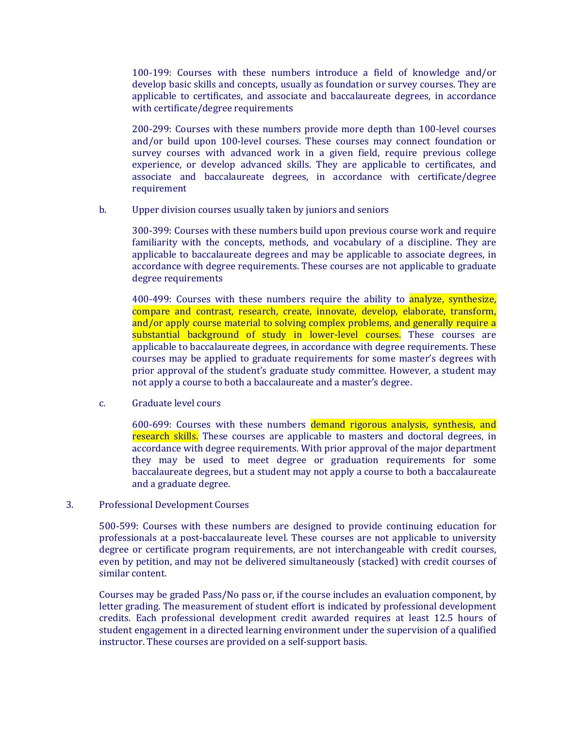100-199: Courses with these numbers introduce a field of knowledge and/or develop basic skills and concepts, usually as foundation or survey courses. They are applicable to certificates, and associate and baccalaureate degrees, in accordance with certificate/degree requirements

200-299: Courses with these numbers provide more depth than 100-level courses and/or build upon 100-level courses. These courses may connect foundation or survey courses with advanced work in a given field, require previous college experience, or develop advanced skills. They are applicable to certificates, and associate and baccalaureate degrees, in accordance with certificate/degree requirement

b. Upper division courses usually taken by juniors and seniors

300-399: Courses with these numbers build upon previous course work and require familiarity with the concepts, methods, and vocabulary of a discipline. They are applicable to baccalaureate degrees and may be applicable to associate degrees, in accordance with degree requirements. These courses are not applicable to graduate degree requirements

400-499: Courses with these numbers require the ability to analyze, synthesize, compare and contrast, research, create, innovate, develop, elaborate, transform, and/or apply course material to solving complex problems, and generally require a substantial background of study in lower-level courses. These courses are applicable to baccalaureate degrees, in accordance with degree requirements. These courses may be applied to graduate requirements for some master's degrees with prior approval of the student's graduate study committee. However, a student may not apply a course to both a baccalaureate and a master's degree.

c. Graduate level cours

600-699: Courses with these numbers demand rigorous analysis, synthesis, and research skills. These courses are applicable to masters and doctoral degrees, in accordance with degree requirements. With prior approval of the major department they may be used to meet degree or graduation requirements for some baccalaureate degrees, but a student may not apply a course to both a baccalaureate and a graduate degree.

3. Professional Development Courses

500-599: Courses with these numbers are designed to provide continuing education for professionals at a post-baccalaureate level. These courses are not applicable to university degree or certificate program requirements, are not interchangeable with credit courses, even by petition, and may not be delivered simultaneously (stacked) with credit courses of similar content.

Courses may be graded Pass/No pass or, if the course includes an evaluation component, by letter grading. The measurement of student effort is indicated by professional development credits. Each professional development credit awarded requires at least 12.5 hours of student engagement in a directed learning environment under the supervision of a qualified instructor. These courses are provided on a self-support basis.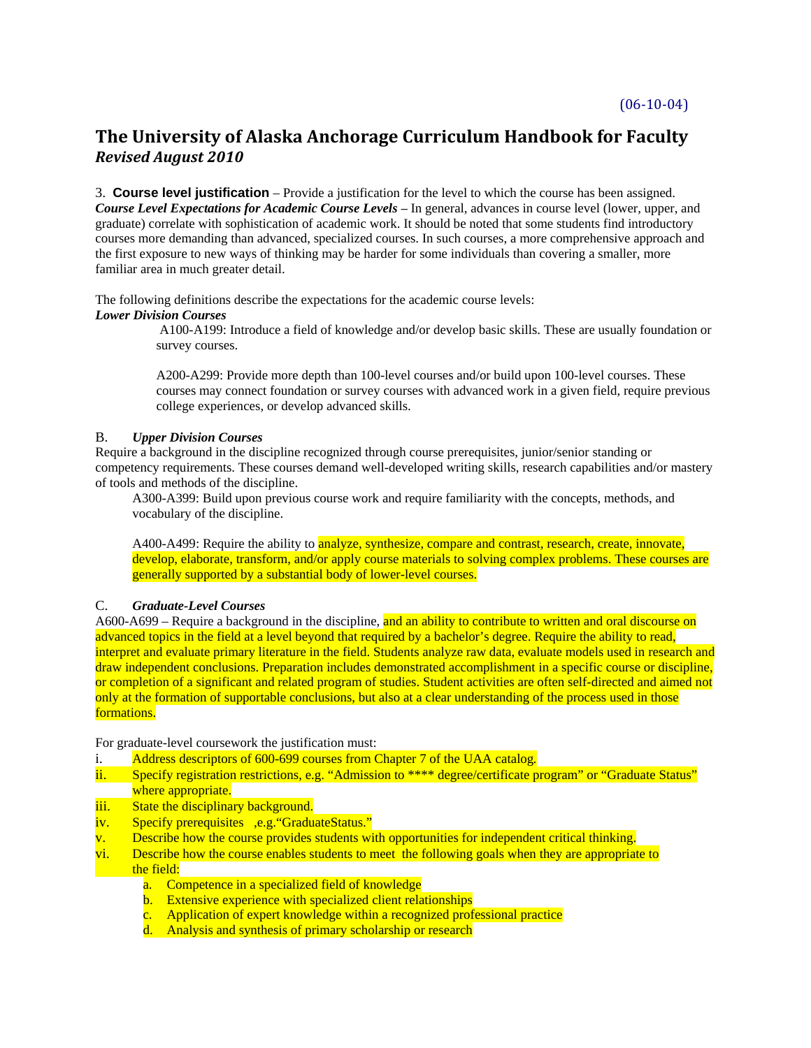(06-10-04)

# The University of Alaska Anchorage Curriculum Handbook for Faculty

***Revised August 2010***

3. **Course level justification** – Provide a justification for the level to which the course has been assigned. ***Course Level Expectations for Academic Course Levels –*** In general, advances in course level (lower, upper, and graduate) correlate with sophistication of academic work. It should be noted that some students find introductory courses more demanding than advanced, specialized courses. In such courses, a more comprehensive approach and the first exposure to new ways of thinking may be harder for some individuals than covering a smaller, more familiar area in much greater detail.

The following definitions describe the expectations for the academic course levels:

***Lower Division Courses***

A100-A199: Introduce a field of knowledge and/or develop basic skills. These are usually foundation or survey courses.

A200-A299: Provide more depth than 100-level courses and/or build upon 100-level courses. These courses may connect foundation or survey courses with advanced work in a given field, require previous college experiences, or develop advanced skills.

B. ***Upper Division Courses***

Require a background in the discipline recognized through course prerequisites, junior/senior standing or competency requirements. These courses demand well-developed writing skills, research capabilities and/or mastery of tools and methods of the discipline.

A300-A399: Build upon previous course work and require familiarity with the concepts, methods, and vocabulary of the discipline.

A400-A499: Require the ability to analyze, synthesize, compare and contrast, research, create, innovate, develop, elaborate, transform, and/or apply course materials to solving complex problems. These courses are generally supported by a substantial body of lower-level courses.

C. ***Graduate-Level Courses***

A600-A699 – Require a background in the discipline, and an ability to contribute to written and oral discourse on advanced topics in the field at a level beyond that required by a bachelor's degree. Require the ability to read, interpret and evaluate primary literature in the field. Students analyze raw data, evaluate models used in research and draw independent conclusions. Preparation includes demonstrated accomplishment in a specific course or discipline, or completion of a significant and related program of studies. Student activities are often self-directed and aimed not only at the formation of supportable conclusions, but also at a clear understanding of the process used in those formations.

For graduate-level coursework the justification must:

i. Address descriptors of 600-699 courses from Chapter 7 of the UAA catalog.
ii. Specify registration restrictions, e.g. "Admission to **** degree/certificate program" or "Graduate Status" where appropriate.
iii. State the disciplinary background.
iv. Specify prerequisites ,e.g."GraduateStatus."
v. Describe how the course provides students with opportunities for independent critical thinking.
vi. Describe how the course enables students to meet the following goals when they are appropriate to the field:
   a. Competence in a specialized field of knowledge
   b. Extensive experience with specialized client relationships
   c. Application of expert knowledge within a recognized professional practice
   d. Analysis and synthesis of primary scholarship or research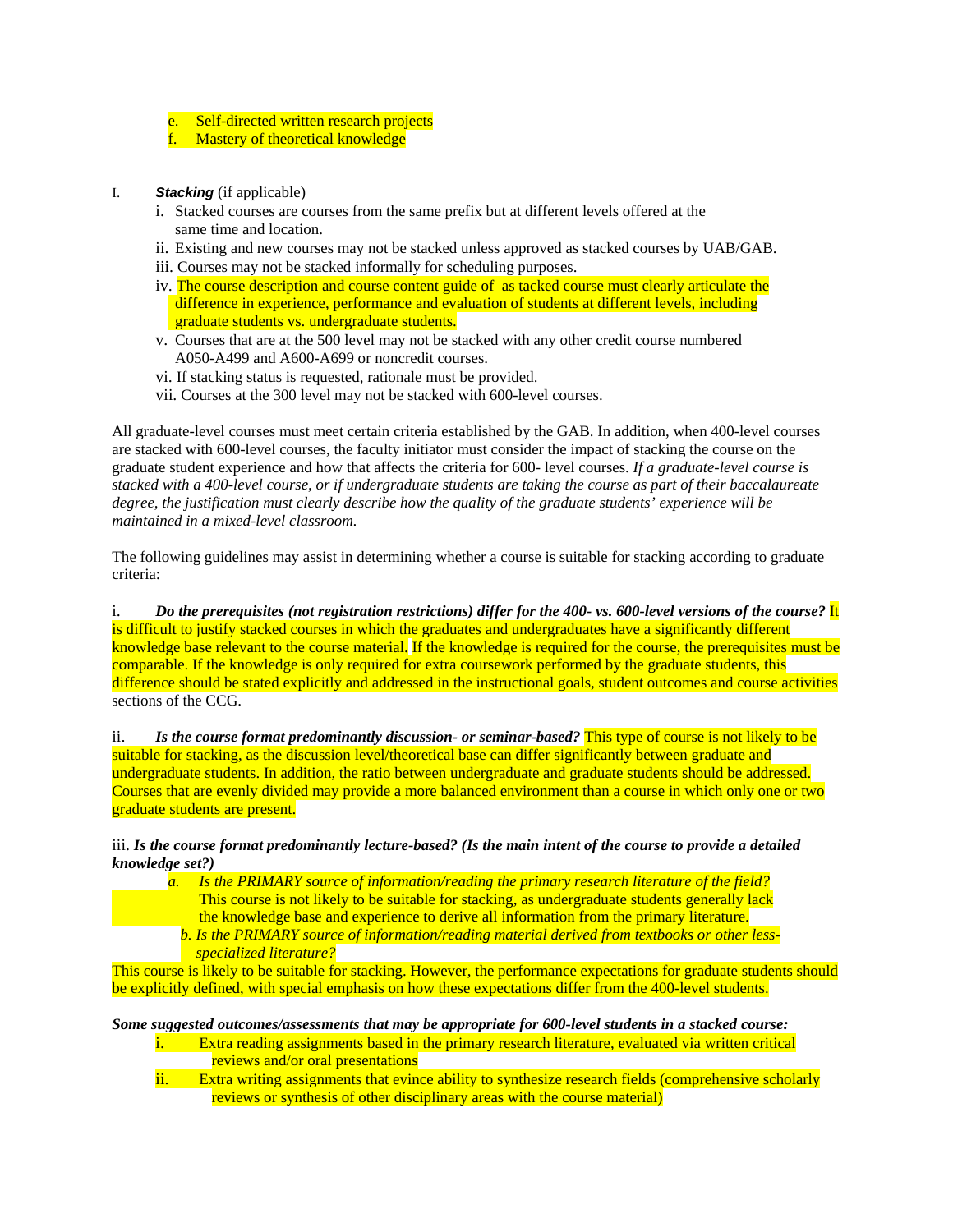e. Self-directed written research projects
f. Mastery of theoretical knowledge

I. ***Stacking*** (if applicable)

i. Stacked courses are courses from the same prefix but at different levels offered at the same time and location.
ii. Existing and new courses may not be stacked unless approved as stacked courses by UAB/GAB.
iii. Courses may not be stacked informally for scheduling purposes.
iv. The course description and course content guide of as tacked course must clearly articulate the difference in experience, performance and evaluation of students at different levels, including graduate students vs. undergraduate students.
v. Courses that are at the 500 level may not be stacked with any other credit course numbered A050-A499 and A600-A699 or noncredit courses.
vi. If stacking status is requested, rationale must be provided.
vii. Courses at the 300 level may not be stacked with 600-level courses.

All graduate-level courses must meet certain criteria established by the GAB. In addition, when 400-level courses are stacked with 600-level courses, the faculty initiator must consider the impact of stacking the course on the graduate student experience and how that affects the criteria for 600- level courses. *If a graduate-level course is stacked with a 400-level course, or if undergraduate students are taking the course as part of their baccalaureate degree, the justification must clearly describe how the quality of the graduate students' experience will be maintained in a mixed-level classroom.*

The following guidelines may assist in determining whether a course is suitable for stacking according to graduate criteria:

i. ***Do the prerequisites (not registration restrictions) differ for the 400- vs. 600-level versions of the course?*** It is difficult to justify stacked courses in which the graduates and undergraduates have a significantly different knowledge base relevant to the course material. If the knowledge is required for the course, the prerequisites must be comparable. If the knowledge is only required for extra coursework performed by the graduate students, this difference should be stated explicitly and addressed in the instructional goals, student outcomes and course activities sections of the CCG.

ii. ***Is the course format predominantly discussion- or seminar-based?*** This type of course is not likely to be suitable for stacking, as the discussion level/theoretical base can differ significantly between graduate and undergraduate students. In addition, the ratio between undergraduate and graduate students should be addressed. Courses that are evenly divided may provide a more balanced environment than a course in which only one or two graduate students are present.

iii. ***Is the course format predominantly lecture-based? (Is the main intent of the course to provide a detailed knowledge set?)***

*a. Is the PRIMARY source of information/reading the primary research literature of the field?* This course is not likely to be suitable for stacking, as undergraduate students generally lack the knowledge base and experience to derive all information from the primary literature.

*b. Is the PRIMARY source of information/reading material derived from textbooks or other less-specialized literature?*

This course is likely to be suitable for stacking. However, the performance expectations for graduate students should be explicitly defined, with special emphasis on how these expectations differ from the 400-level students.

***Some suggested outcomes/assessments that may be appropriate for 600-level students in a stacked course:***

i. Extra reading assignments based in the primary research literature, evaluated via written critical reviews and/or oral presentations
ii. Extra writing assignments that evince ability to synthesize research fields (comprehensive scholarly reviews or synthesis of other disciplinary areas with the course material)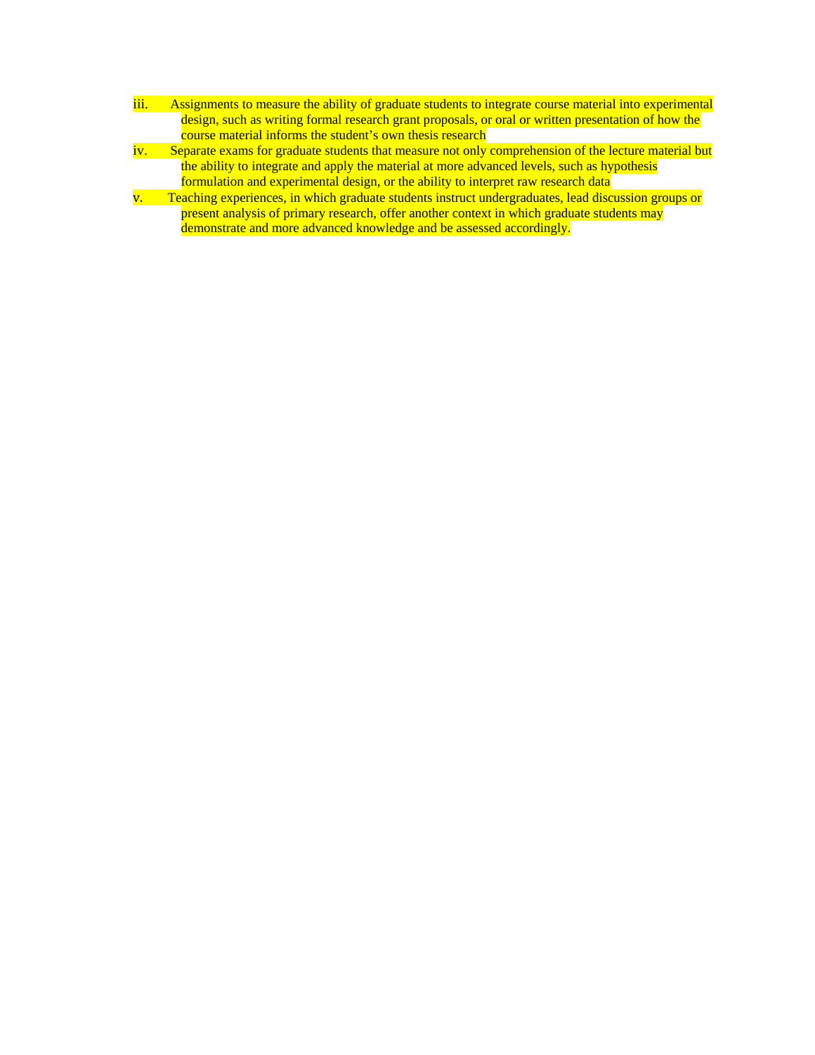iii. Assignments to measure the ability of graduate students to integrate course material into experimental design, such as writing formal research grant proposals, or oral or written presentation of how the course material informs the student's own thesis research

iv. Separate exams for graduate students that measure not only comprehension of the lecture material but the ability to integrate and apply the material at more advanced levels, such as hypothesis formulation and experimental design, or the ability to interpret raw research data

v. Teaching experiences, in which graduate students instruct undergraduates, lead discussion groups or present analysis of primary research, offer another context in which graduate students may demonstrate and more advanced knowledge and be assessed accordingly.